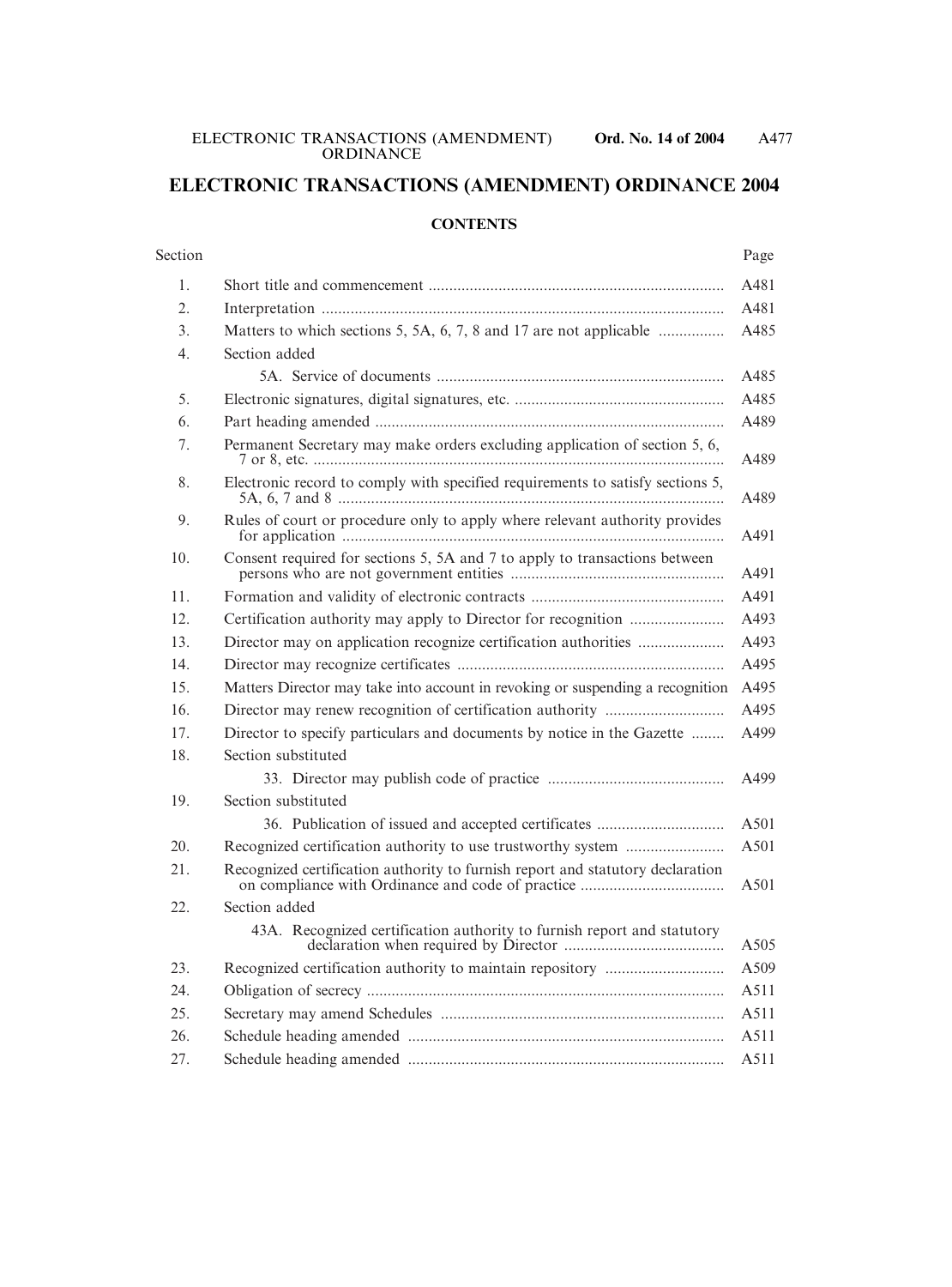# ELECTRONIC TRANSACTIONS (AMENDMENT) ORDINANCE 2004

## CONTENTS

| Section | | Page |
|---|---|---|
| 1. | Short title and commencement | A481 |
| 2. | Interpretation | A481 |
| 3. | Matters to which sections 5, 5A, 6, 7, 8 and 17 are not applicable | A485 |
| 4. | Section added | |
| | 5A. Service of documents | A485 |
| 5. | Electronic signatures, digital signatures, etc. | A485 |
| 6. | Part heading amended | A489 |
| 7. | Permanent Secretary may make orders excluding application of section 5, 6, 7 or 8, etc. | A489 |
| 8. | Electronic record to comply with specified requirements to satisfy sections 5, 5A, 6, 7 and 8 | A489 |
| 9. | Rules of court or procedure only to apply where relevant authority provides for application | A491 |
| 10. | Consent required for sections 5, 5A and 7 to apply to transactions between persons who are not government entities | A491 |
| 11. | Formation and validity of electronic contracts | A491 |
| 12. | Certification authority may apply to Director for recognition | A493 |
| 13. | Director may on application recognize certification authorities | A493 |
| 14. | Director may recognize certificates | A495 |
| 15. | Matters Director may take into account in revoking or suspending a recognition | A495 |
| 16. | Director may renew recognition of certification authority | A495 |
| 17. | Director to specify particulars and documents by notice in the Gazette | A499 |
| 18. | Section substituted | |
| | 33. Director may publish code of practice | A499 |
| 19. | Section substituted | |
| | 36. Publication of issued and accepted certificates | A501 |
| 20. | Recognized certification authority to use trustworthy system | A501 |
| 21. | Recognized certification authority to furnish report and statutory declaration on compliance with Ordinance and code of practice | A501 |
| 22. | Section added | |
| | 43A. Recognized certification authority to furnish report and statutory declaration when required by Director | A505 |
| 23. | Recognized certification authority to maintain repository | A509 |
| 24. | Obligation of secrecy | A511 |
| 25. | Secretary may amend Schedules | A511 |
| 26. | Schedule heading amended | A511 |
| 27. | Schedule heading amended | A511 |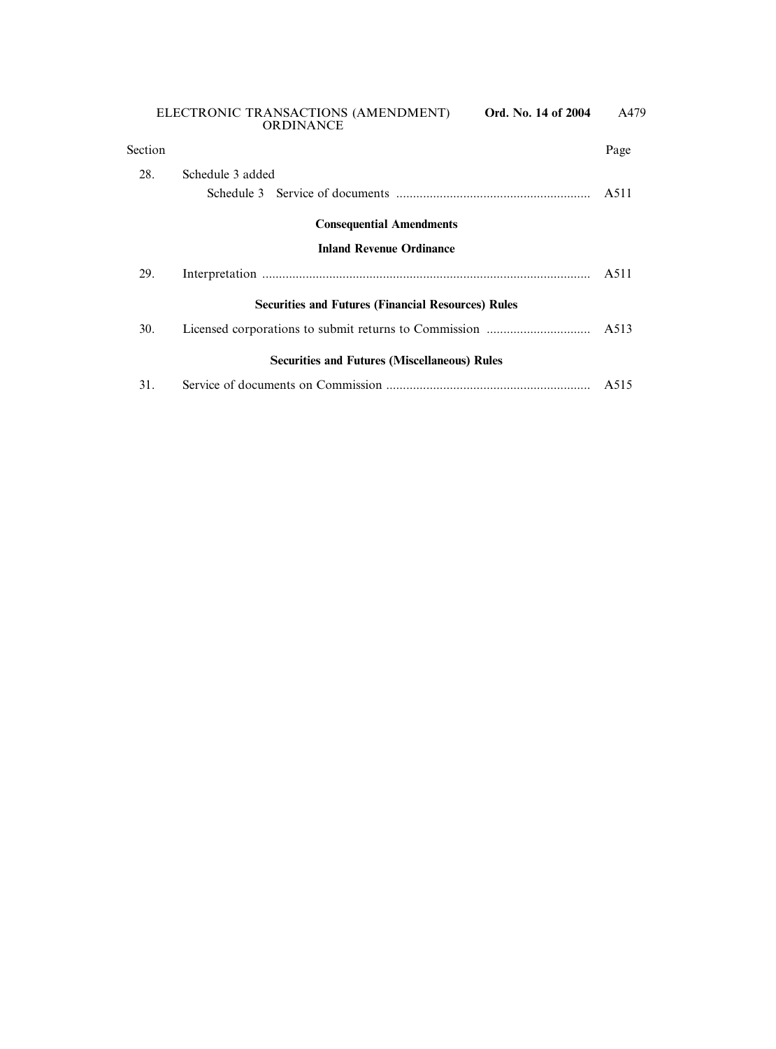| Section | | Page |
|---|---|---|
| 28. | Schedule 3 added | |
| | Schedule 3 Service of documents | A511 |

**Consequential Amendments**

**Inland Revenue Ordinance**

| | | |
|---|---|---|
| 29. | Interpretation | A511 |

**Securities and Futures (Financial Resources) Rules**

| | | |
|---|---|---|
| 30. | Licensed corporations to submit returns to Commission | A513 |

**Securities and Futures (Miscellaneous) Rules**

| | | |
|---|---|---|
| 31. | Service of documents on Commission | A515 |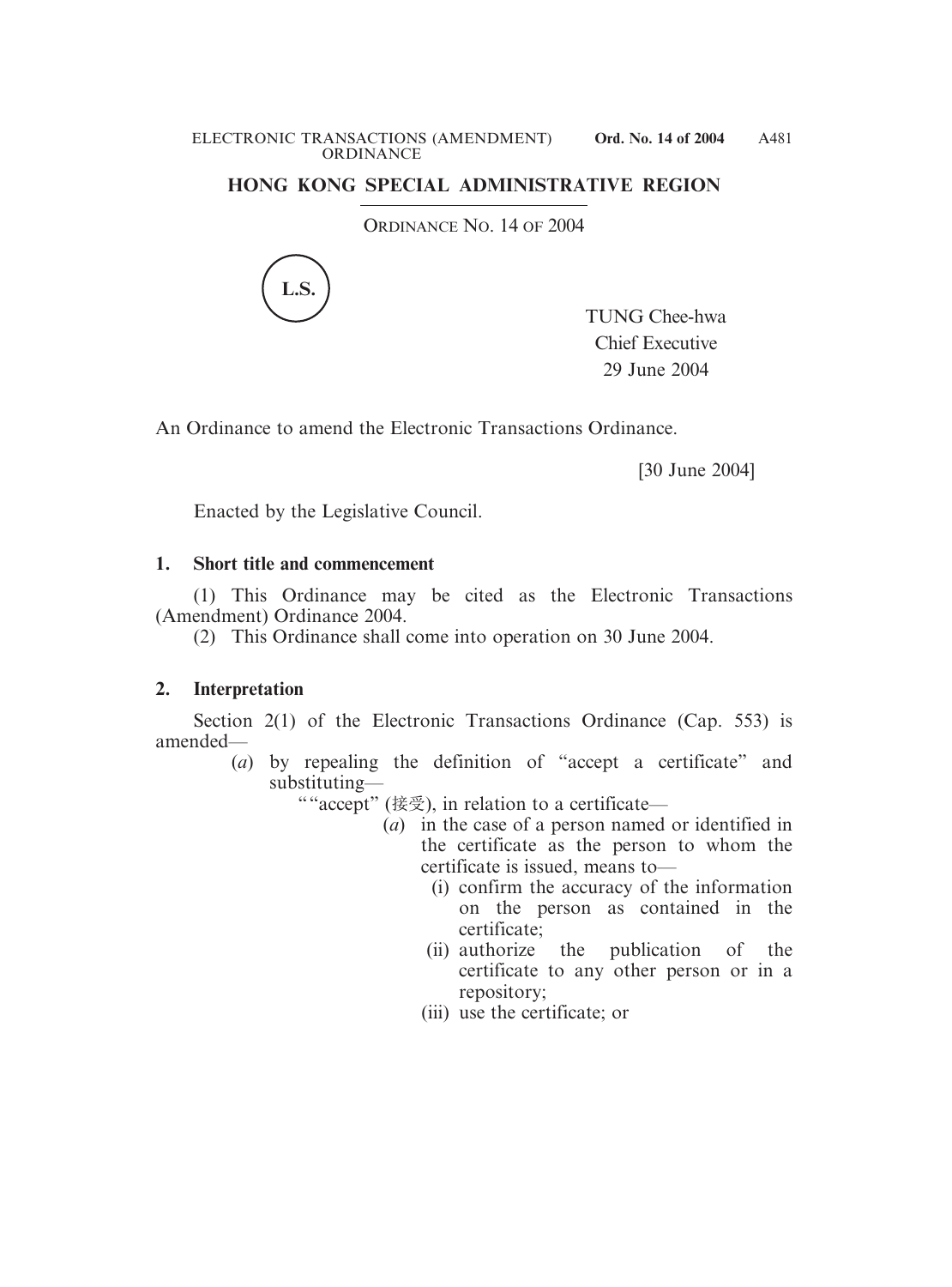**HONG KONG SPECIAL ADMINISTRATIVE REGION**

ORDINANCE NO. 14 OF 2004

L.S.

TUNG Chee-hwa
Chief Executive
29 June 2004

An Ordinance to amend the Electronic Transactions Ordinance.

[30 June 2004]

Enacted by the Legislative Council.

**1. Short title and commencement**

(1) This Ordinance may be cited as the Electronic Transactions (Amendment) Ordinance 2004.

(2) This Ordinance shall come into operation on 30 June 2004.

**2. Interpretation**

Section 2(1) of the Electronic Transactions Ordinance (Cap. 553) is amended—

(*a*) by repealing the definition of "accept a certificate" and substituting—

""accept" (接受), in relation to a certificate—

(*a*) in the case of a person named or identified in the certificate as the person to whom the certificate is issued, means to—

(i) confirm the accuracy of the information on the person as contained in the certificate;

(ii) authorize the publication of the certificate to any other person or in a repository;

(iii) use the certificate; or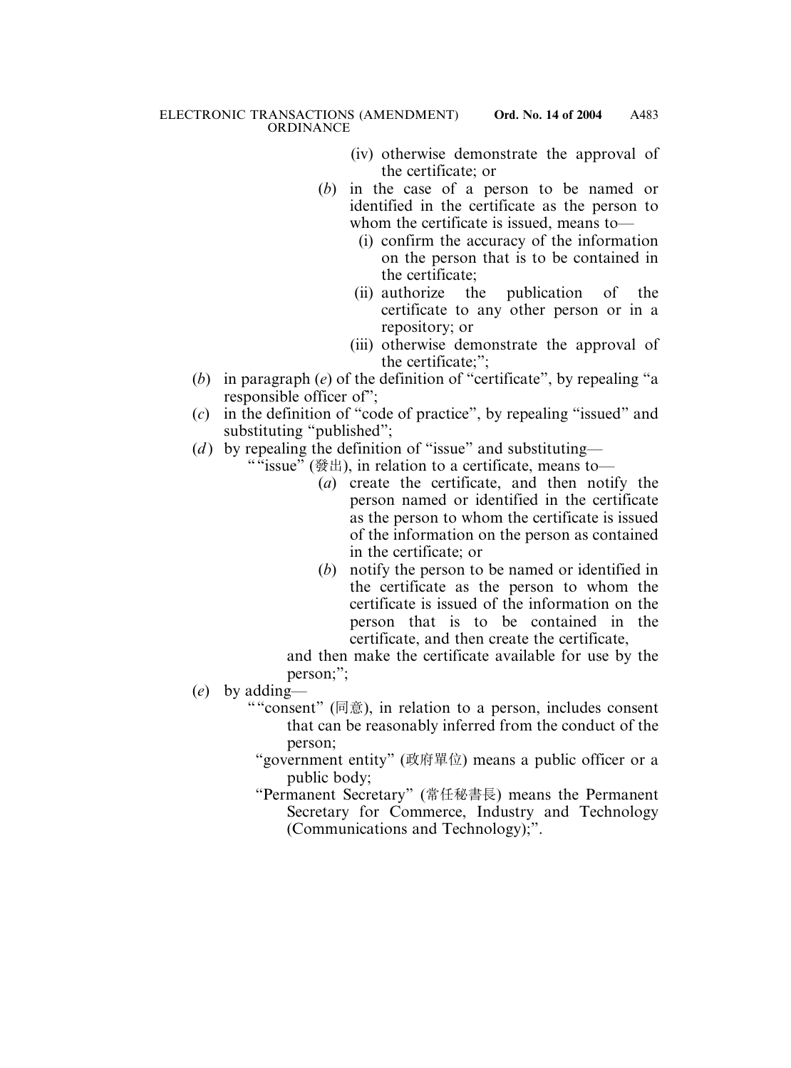(iv) otherwise demonstrate the approval of the certificate; or

(*b*) in the case of a person to be named or identified in the certificate as the person to whom the certificate is issued, means to—

(i) confirm the accuracy of the information on the person that is to be contained in the certificate;

(ii) authorize the publication of the certificate to any other person or in a repository; or

(iii) otherwise demonstrate the approval of the certificate;";

(*b*) in paragraph (*e*) of the definition of "certificate", by repealing "a responsible officer of";

(*c*) in the definition of "code of practice", by repealing "issued" and substituting "published";

(*d*) by repealing the definition of "issue" and substituting—

""issue" (發出), in relation to a certificate, means to—

(*a*) create the certificate, and then notify the person named or identified in the certificate as the person to whom the certificate is issued of the information on the person as contained in the certificate; or

(*b*) notify the person to be named or identified in the certificate as the person to whom the certificate is issued of the information on the person that is to be contained in the certificate, and then create the certificate,

and then make the certificate available for use by the person;";

(*e*) by adding—

""consent" (同意), in relation to a person, includes consent that can be reasonably inferred from the conduct of the person;

"government entity" (政府單位) means a public officer or a public body;

"Permanent Secretary" (常任秘書長) means the Permanent Secretary for Commerce, Industry and Technology (Communications and Technology);".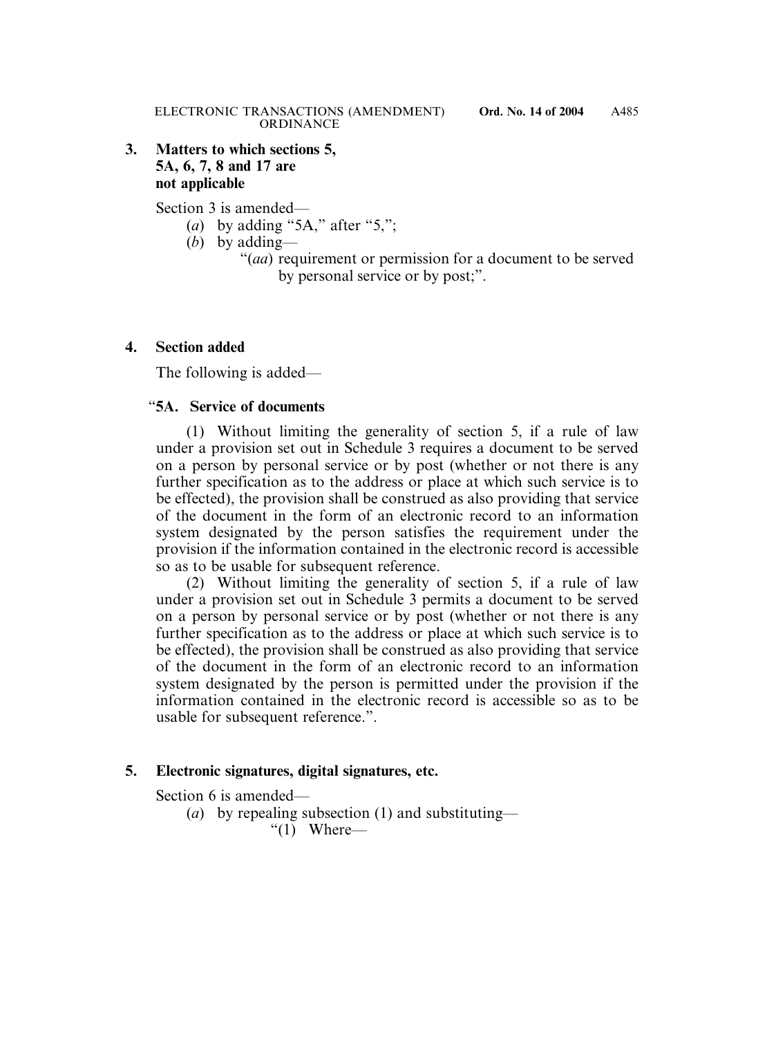**3. Matters to which sections 5, 5A, 6, 7, 8 and 17 are not applicable**

Section 3 is amended—

(*a*) by adding "5A," after "5,";

(*b*) by adding—

"(*aa*) requirement or permission for a document to be served by personal service or by post;".

**4. Section added**

The following is added—

"**5A. Service of documents**

(1) Without limiting the generality of section 5, if a rule of law under a provision set out in Schedule 3 requires a document to be served on a person by personal service or by post (whether or not there is any further specification as to the address or place at which such service is to be effected), the provision shall be construed as also providing that service of the document in the form of an electronic record to an information system designated by the person satisfies the requirement under the provision if the information contained in the electronic record is accessible so as to be usable for subsequent reference.

(2) Without limiting the generality of section 5, if a rule of law under a provision set out in Schedule 3 permits a document to be served on a person by personal service or by post (whether or not there is any further specification as to the address or place at which such service is to be effected), the provision shall be construed as also providing that service of the document in the form of an electronic record to an information system designated by the person is permitted under the provision if the information contained in the electronic record is accessible so as to be usable for subsequent reference.".

**5. Electronic signatures, digital signatures, etc.**

Section 6 is amended—

(*a*) by repealing subsection (1) and substituting—

"(1) Where—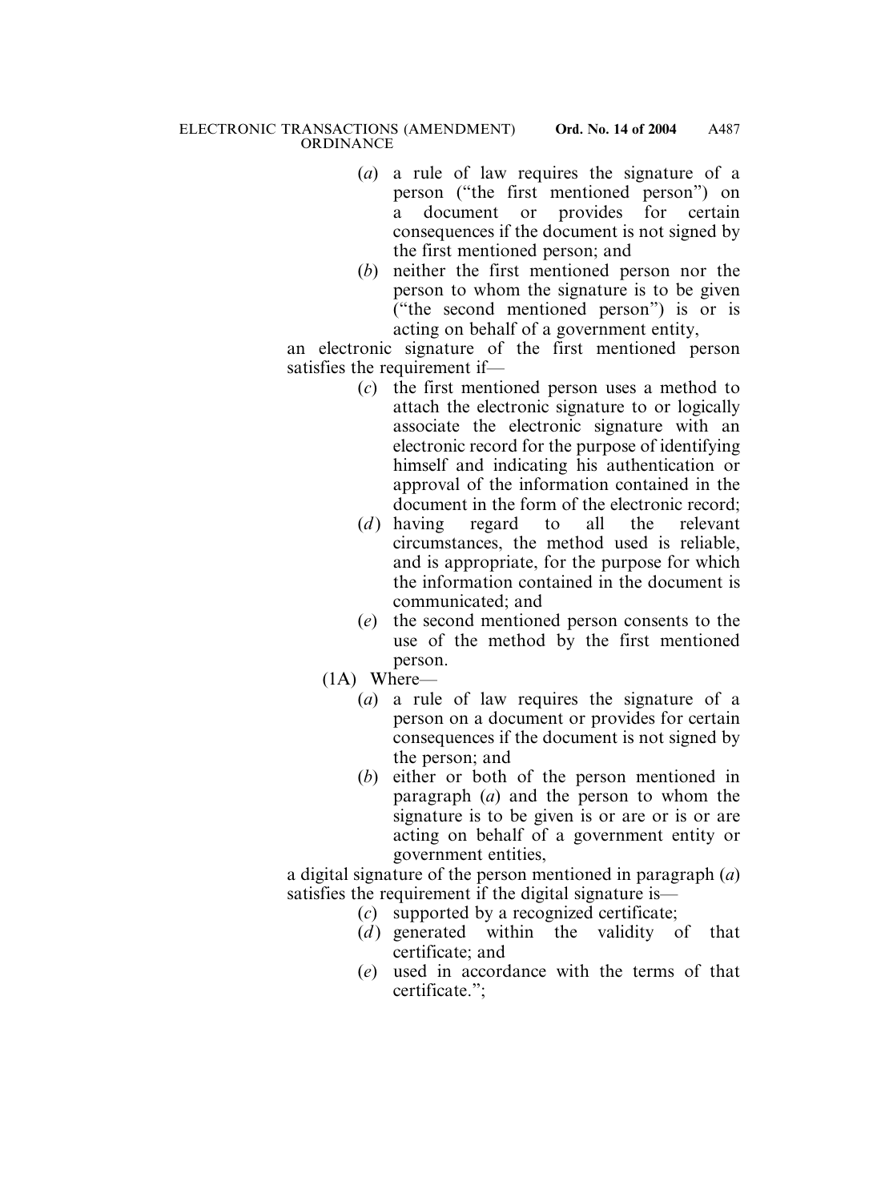(*a*) a rule of law requires the signature of a person ("the first mentioned person") on a document or provides for certain consequences if the document is not signed by the first mentioned person; and

(*b*) neither the first mentioned person nor the person to whom the signature is to be given ("the second mentioned person") is or is acting on behalf of a government entity,

an electronic signature of the first mentioned person satisfies the requirement if—

(*c*) the first mentioned person uses a method to attach the electronic signature to or logically associate the electronic signature with an electronic record for the purpose of identifying himself and indicating his authentication or approval of the information contained in the document in the form of the electronic record;

(*d*) having regard to all the relevant circumstances, the method used is reliable, and is appropriate, for the purpose for which the information contained in the document is communicated; and

(*e*) the second mentioned person consents to the use of the method by the first mentioned person.

(1A) Where—

(*a*) a rule of law requires the signature of a person on a document or provides for certain consequences if the document is not signed by the person; and

(*b*) either or both of the person mentioned in paragraph (*a*) and the person to whom the signature is to be given is or are or is or are acting on behalf of a government entity or government entities,

a digital signature of the person mentioned in paragraph (*a*) satisfies the requirement if the digital signature is—

(*c*) supported by a recognized certificate;

(*d*) generated within the validity of that certificate; and

(*e*) used in accordance with the terms of that certificate.";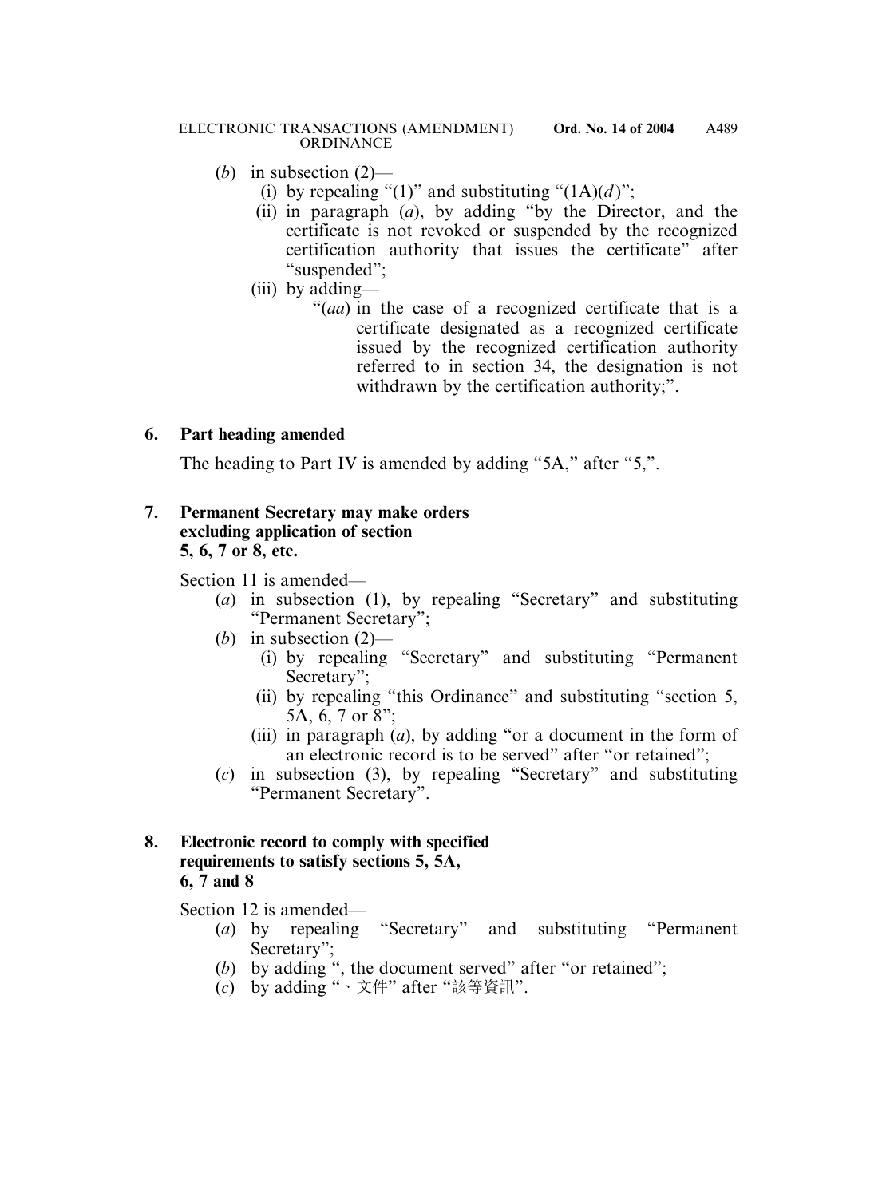(*b*) in subsection (2)—

(i) by repealing "(1)" and substituting "(1A)(*d*)";

(ii) in paragraph (*a*), by adding "by the Director, and the certificate is not revoked or suspended by the recognized certification authority that issues the certificate" after "suspended";

(iii) by adding—

"(*aa*) in the case of a recognized certificate that is a certificate designated as a recognized certificate issued by the recognized certification authority referred to in section 34, the designation is not withdrawn by the certification authority;".

**6. Part heading amended**

The heading to Part IV is amended by adding "5A," after "5,".

**7. Permanent Secretary may make orders excluding application of section 5, 6, 7 or 8, etc.**

Section 11 is amended—

(*a*) in subsection (1), by repealing "Secretary" and substituting "Permanent Secretary";

(*b*) in subsection (2)—

(i) by repealing "Secretary" and substituting "Permanent Secretary";

(ii) by repealing "this Ordinance" and substituting "section 5, 5A, 6, 7 or 8";

(iii) in paragraph (*a*), by adding "or a document in the form of an electronic record is to be served" after "or retained";

(*c*) in subsection (3), by repealing "Secretary" and substituting "Permanent Secretary".

**8. Electronic record to comply with specified requirements to satisfy sections 5, 5A, 6, 7 and 8**

Section 12 is amended—

(*a*) by repealing "Secretary" and substituting "Permanent Secretary";

(*b*) by adding ", the document served" after "or retained";

(*c*) by adding "、文件" after "該等資訊".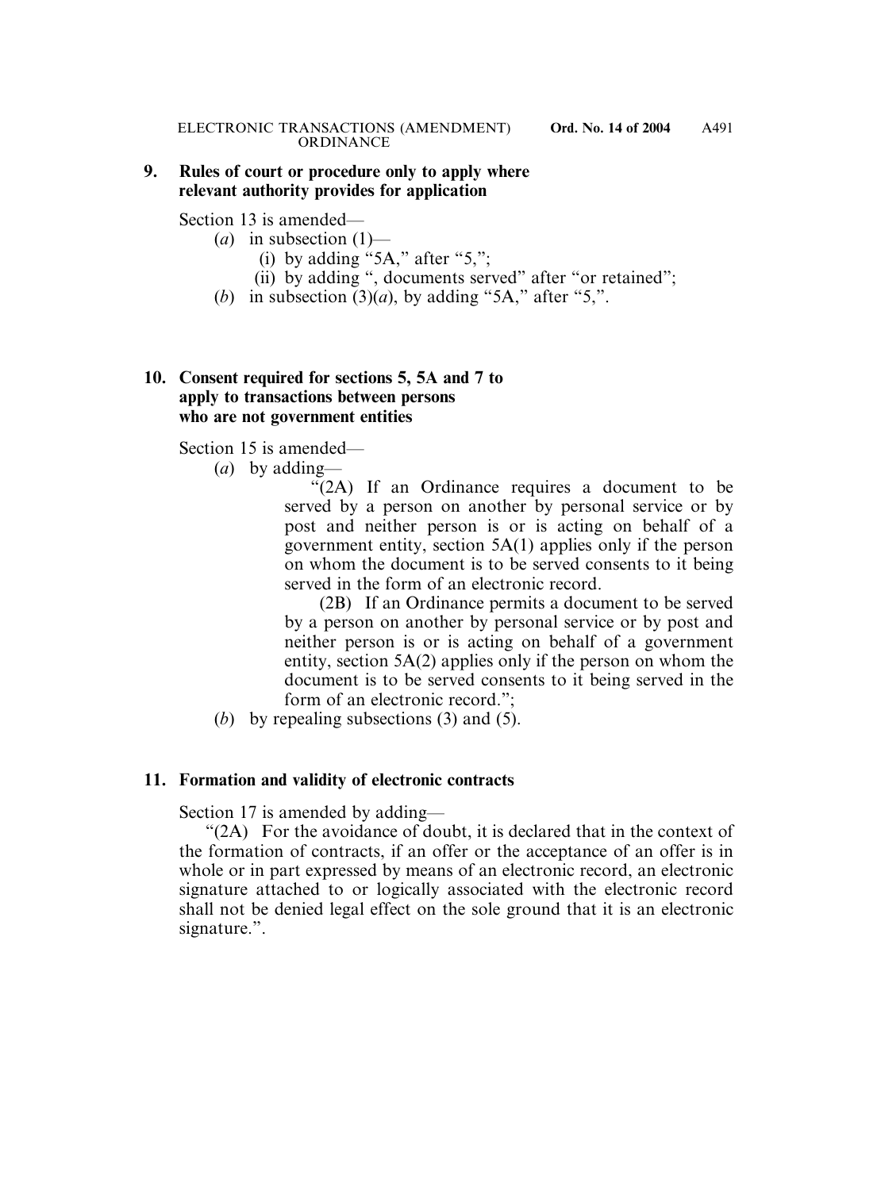**9. Rules of court or procedure only to apply where relevant authority provides for application**

Section 13 is amended—

(*a*) in subsection (1)—

(i) by adding "5A," after "5,";

(ii) by adding ", documents served" after "or retained";

(*b*) in subsection (3)(*a*), by adding "5A," after "5,".

**10. Consent required for sections 5, 5A and 7 to apply to transactions between persons who are not government entities**

Section 15 is amended—

(*a*) by adding—

"(2A) If an Ordinance requires a document to be served by a person on another by personal service or by post and neither person is or is acting on behalf of a government entity, section 5A(1) applies only if the person on whom the document is to be served consents to it being served in the form of an electronic record.

(2B) If an Ordinance permits a document to be served by a person on another by personal service or by post and neither person is or is acting on behalf of a government entity, section 5A(2) applies only if the person on whom the document is to be served consents to it being served in the form of an electronic record.";

(*b*) by repealing subsections (3) and (5).

**11. Formation and validity of electronic contracts**

Section 17 is amended by adding—

"(2A) For the avoidance of doubt, it is declared that in the context of the formation of contracts, if an offer or the acceptance of an offer is in whole or in part expressed by means of an electronic record, an electronic signature attached to or logically associated with the electronic record shall not be denied legal effect on the sole ground that it is an electronic signature.".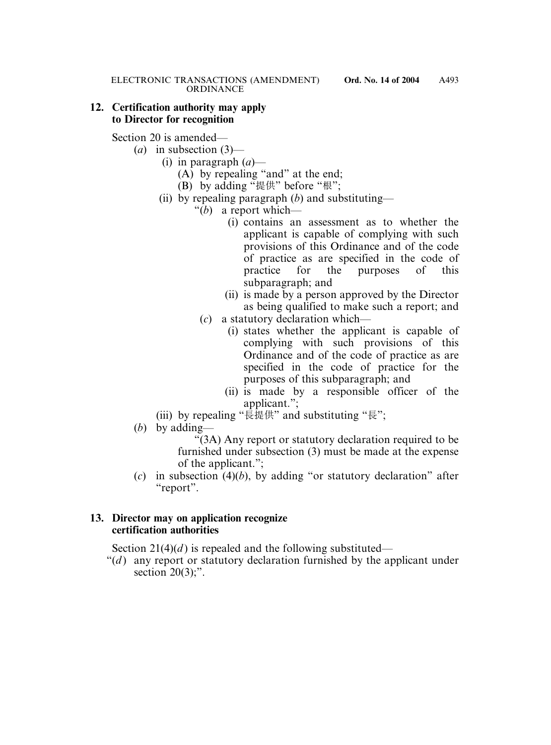**12. Certification authority may apply to Director for recognition**

Section 20 is amended—

(*a*) in subsection (3)—

(i) in paragraph (*a*)—

(A) by repealing "and" at the end;

(B) by adding "提供" before "根";

(ii) by repealing paragraph (*b*) and substituting—

"(*b*) a report which—

(i) contains an assessment as to whether the applicant is capable of complying with such provisions of this Ordinance and of the code of practice as are specified in the code of practice for the purposes of this subparagraph; and

(ii) is made by a person approved by the Director as being qualified to make such a report; and

(*c*) a statutory declaration which—

(i) states whether the applicant is capable of complying with such provisions of this Ordinance and of the code of practice as are specified in the code of practice for the purposes of this subparagraph; and

(ii) is made by a responsible officer of the applicant.";

(iii) by repealing "長提供" and substituting "長";

(*b*) by adding—

"(3A) Any report or statutory declaration required to be furnished under subsection (3) must be made at the expense of the applicant.";

(*c*) in subsection (4)(*b*), by adding "or statutory declaration" after "report".

**13. Director may on application recognize certification authorities**

Section 21(4)(*d*) is repealed and the following substituted—

"(*d*) any report or statutory declaration furnished by the applicant under section 20(3);".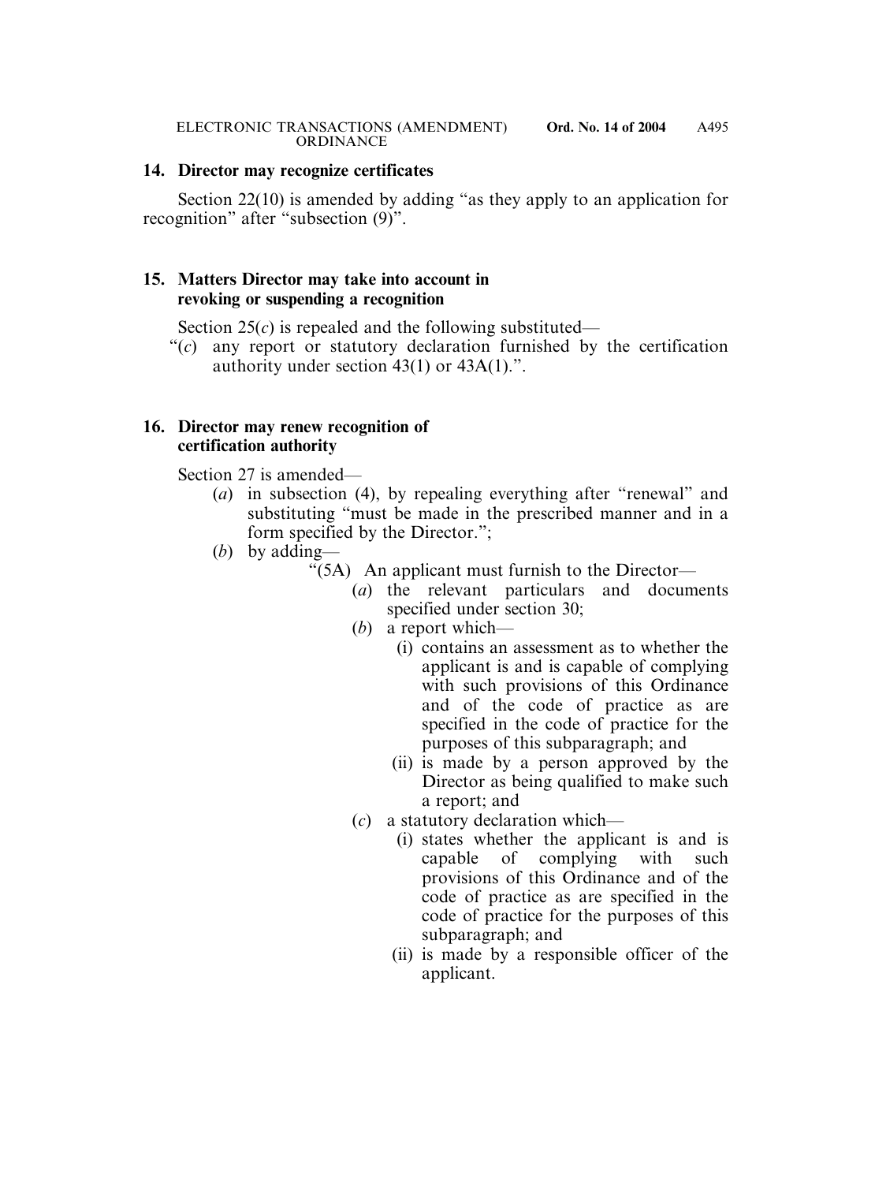## 14. Director may recognize certificates

Section 22(10) is amended by adding "as they apply to an application for recognition" after "subsection (9)".

## 15. Matters Director may take into account in revoking or suspending a recognition

Section 25(*c*) is repealed and the following substituted—

"(*c*) any report or statutory declaration furnished by the certification authority under section 43(1) or 43A(1).".

## 16. Director may renew recognition of certification authority

Section 27 is amended—

(*a*) in subsection (4), by repealing everything after "renewal" and substituting "must be made in the prescribed manner and in a form specified by the Director.";

(*b*) by adding—

"(5A) An applicant must furnish to the Director—

(*a*) the relevant particulars and documents specified under section 30;

(*b*) a report which—

(i) contains an assessment as to whether the applicant is and is capable of complying with such provisions of this Ordinance and of the code of practice as are specified in the code of practice for the purposes of this subparagraph; and

(ii) is made by a person approved by the Director as being qualified to make such a report; and

(*c*) a statutory declaration which—

(i) states whether the applicant is and is capable of complying with such provisions of this Ordinance and of the code of practice as are specified in the code of practice for the purposes of this subparagraph; and

(ii) is made by a responsible officer of the applicant.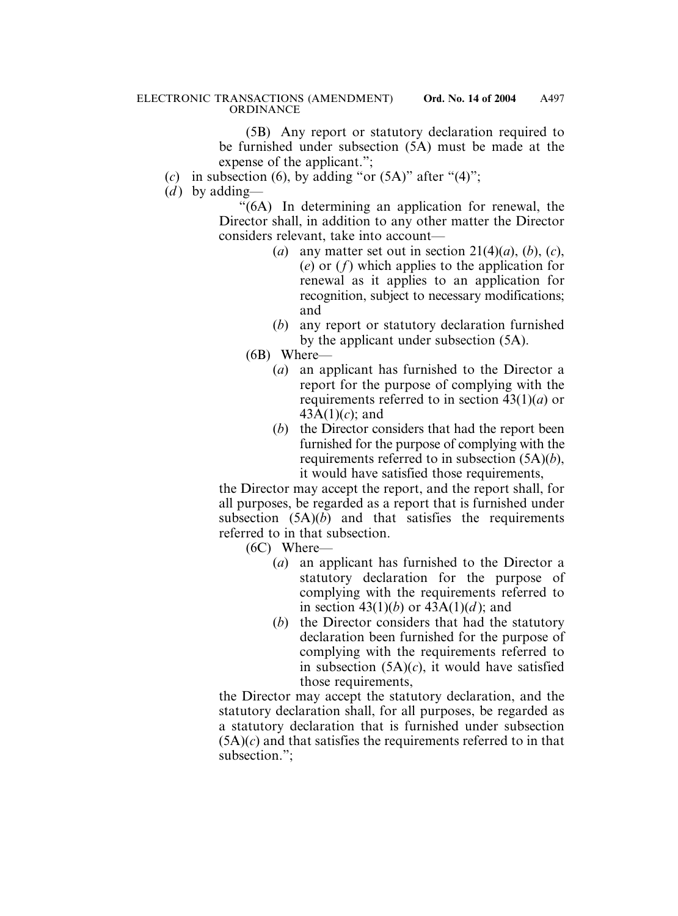(5B) Any report or statutory declaration required to be furnished under subsection (5A) must be made at the expense of the applicant.";

(*c*) in subsection (6), by adding "or (5A)" after "(4)";

(*d*) by adding—

"(6A) In determining an application for renewal, the Director shall, in addition to any other matter the Director considers relevant, take into account—

(*a*) any matter set out in section 21(4)(*a*), (*b*), (*c*), (*e*) or (*f*) which applies to the application for renewal as it applies to an application for recognition, subject to necessary modifications; and

(*b*) any report or statutory declaration furnished by the applicant under subsection (5A).

(6B) Where—

(*a*) an applicant has furnished to the Director a report for the purpose of complying with the requirements referred to in section 43(1)(*a*) or 43A(1)(*c*); and

(*b*) the Director considers that had the report been furnished for the purpose of complying with the requirements referred to in subsection (5A)(*b*), it would have satisfied those requirements,

the Director may accept the report, and the report shall, for all purposes, be regarded as a report that is furnished under subsection (5A)(*b*) and that satisfies the requirements referred to in that subsection.

(6C) Where—

(*a*) an applicant has furnished to the Director a statutory declaration for the purpose of complying with the requirements referred to in section 43(1)(*b*) or 43A(1)(*d*); and

(*b*) the Director considers that had the statutory declaration been furnished for the purpose of complying with the requirements referred to in subsection (5A)(*c*), it would have satisfied those requirements,

the Director may accept the statutory declaration, and the statutory declaration shall, for all purposes, be regarded as a statutory declaration that is furnished under subsection (5A)(*c*) and that satisfies the requirements referred to in that subsection.";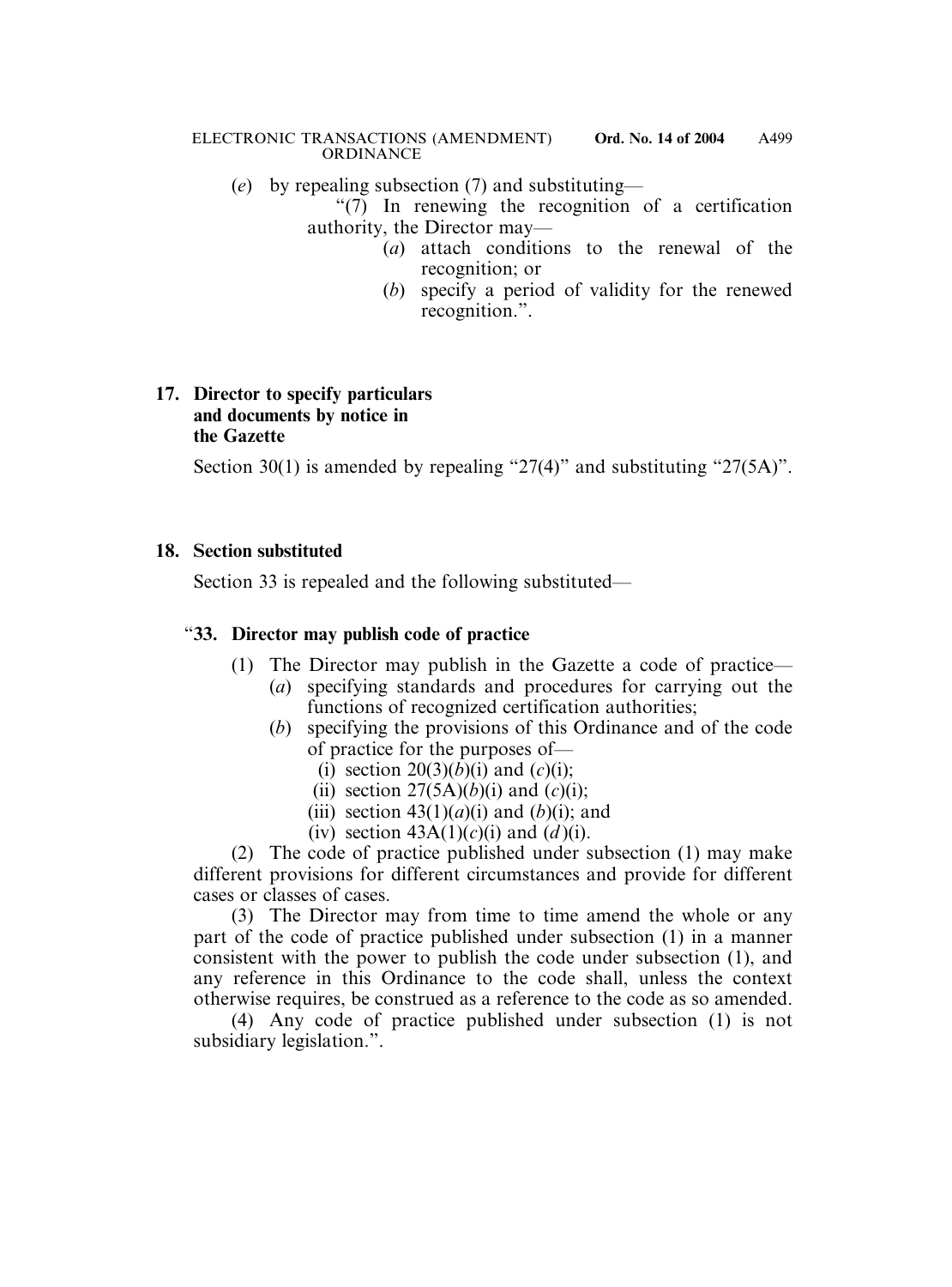(*e*) by repealing subsection (7) and substituting—

"(7) In renewing the recognition of a certification authority, the Director may—

(*a*) attach conditions to the renewal of the recognition; or

(*b*) specify a period of validity for the renewed recognition.".

**17. Director to specify particulars and documents by notice in the Gazette**

Section 30(1) is amended by repealing "27(4)" and substituting "27(5A)".

**18. Section substituted**

Section 33 is repealed and the following substituted—

"**33. Director may publish code of practice**

(1) The Director may publish in the Gazette a code of practice—

(*a*) specifying standards and procedures for carrying out the functions of recognized certification authorities;

(*b*) specifying the provisions of this Ordinance and of the code of practice for the purposes of—

(i) section 20(3)(*b*)(i) and (*c*)(i);

(ii) section 27(5A)(*b*)(i) and (*c*)(i);

(iii) section 43(1)(*a*)(i) and (*b*)(i); and

(iv) section 43A(1)(*c*)(i) and (*d*)(i).

(2) The code of practice published under subsection (1) may make different provisions for different circumstances and provide for different cases or classes of cases.

(3) The Director may from time to time amend the whole or any part of the code of practice published under subsection (1) in a manner consistent with the power to publish the code under subsection (1), and any reference in this Ordinance to the code shall, unless the context otherwise requires, be construed as a reference to the code as so amended.

(4) Any code of practice published under subsection (1) is not subsidiary legislation.".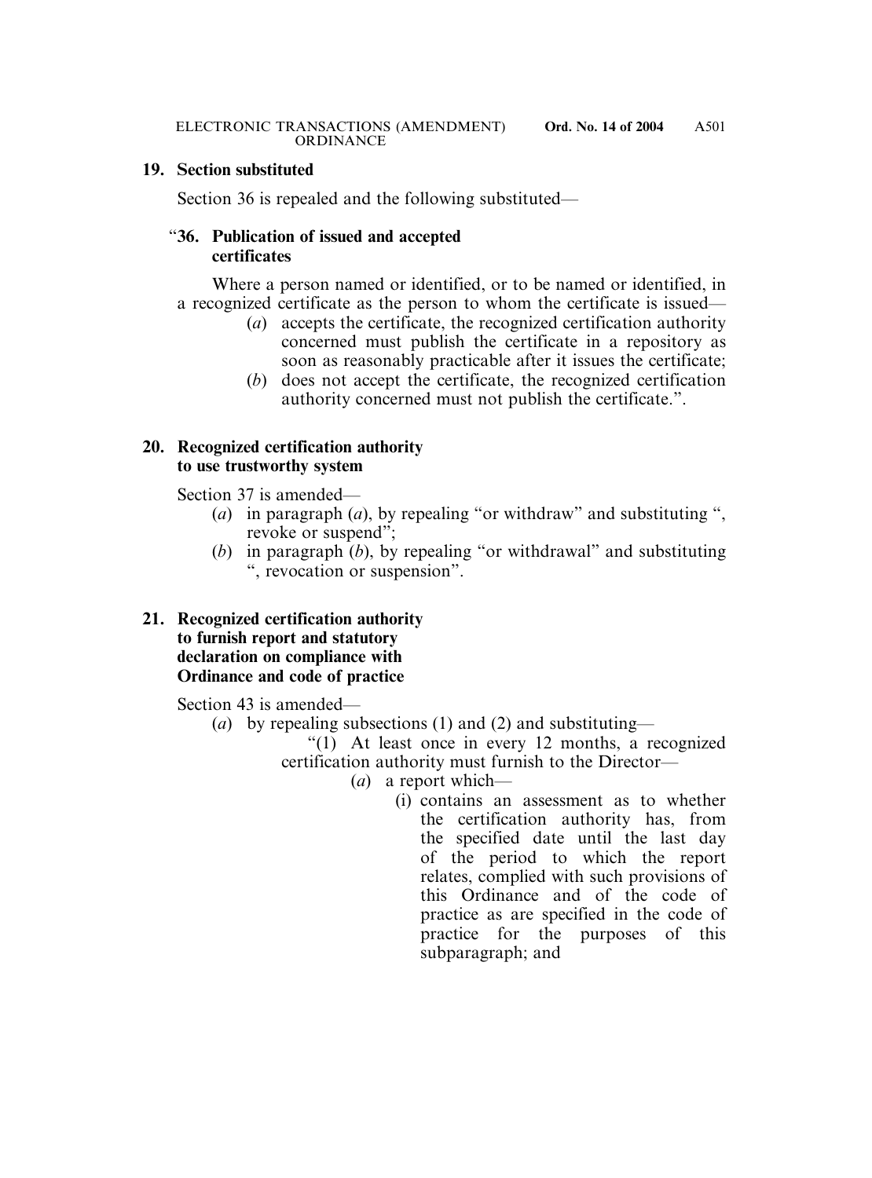**19. Section substituted**

Section 36 is repealed and the following substituted—

"**36. Publication of issued and accepted certificates**

Where a person named or identified, or to be named or identified, in a recognized certificate as the person to whom the certificate is issued—

(*a*) accepts the certificate, the recognized certification authority concerned must publish the certificate in a repository as soon as reasonably practicable after it issues the certificate;

(*b*) does not accept the certificate, the recognized certification authority concerned must not publish the certificate.".

**20. Recognized certification authority to use trustworthy system**

Section 37 is amended—

(*a*) in paragraph (*a*), by repealing "or withdraw" and substituting ", revoke or suspend";

(*b*) in paragraph (*b*), by repealing "or withdrawal" and substituting ", revocation or suspension".

**21. Recognized certification authority to furnish report and statutory declaration on compliance with Ordinance and code of practice**

Section 43 is amended—

(*a*) by repealing subsections (1) and (2) and substituting—

"(1) At least once in every 12 months, a recognized certification authority must furnish to the Director—

(*a*) a report which—

(i) contains an assessment as to whether the certification authority has, from the specified date until the last day of the period to which the report relates, complied with such provisions of this Ordinance and of the code of practice as are specified in the code of practice for the purposes of this subparagraph; and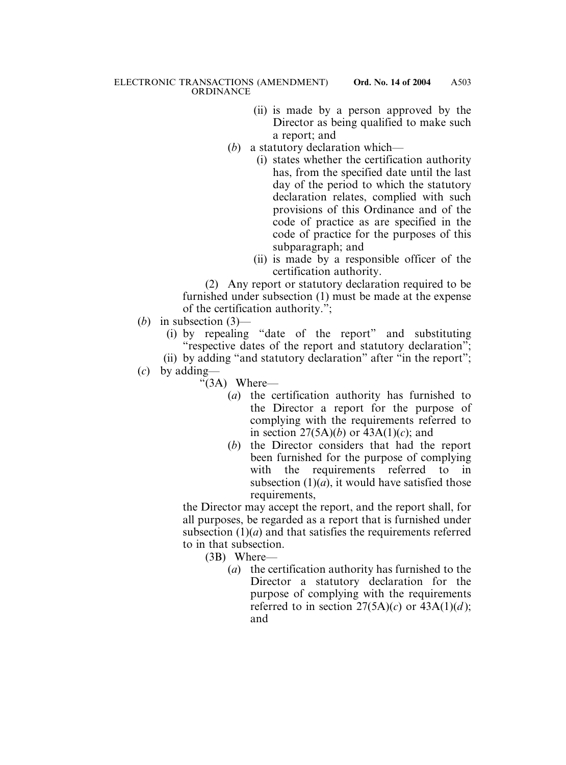(ii) is made by a person approved by the Director as being qualified to make such a report; and

(*b*) a statutory declaration which—

(i) states whether the certification authority has, from the specified date until the last day of the period to which the statutory declaration relates, complied with such provisions of this Ordinance and of the code of practice as are specified in the code of practice for the purposes of this subparagraph; and

(ii) is made by a responsible officer of the certification authority.

(2) Any report or statutory declaration required to be furnished under subsection (1) must be made at the expense of the certification authority.";

(*b*) in subsection (3)—

(i) by repealing "date of the report" and substituting "respective dates of the report and statutory declaration";

(ii) by adding "and statutory declaration" after "in the report";

(*c*) by adding—

"(3A) Where—

(*a*) the certification authority has furnished to the Director a report for the purpose of complying with the requirements referred to in section 27(5A)(*b*) or 43A(1)(*c*); and

(*b*) the Director considers that had the report been furnished for the purpose of complying with the requirements referred to in subsection (1)(*a*), it would have satisfied those requirements,

the Director may accept the report, and the report shall, for all purposes, be regarded as a report that is furnished under subsection (1)(*a*) and that satisfies the requirements referred to in that subsection.

(3B) Where—

(*a*) the certification authority has furnished to the Director a statutory declaration for the purpose of complying with the requirements referred to in section 27(5A)(*c*) or 43A(1)(*d*); and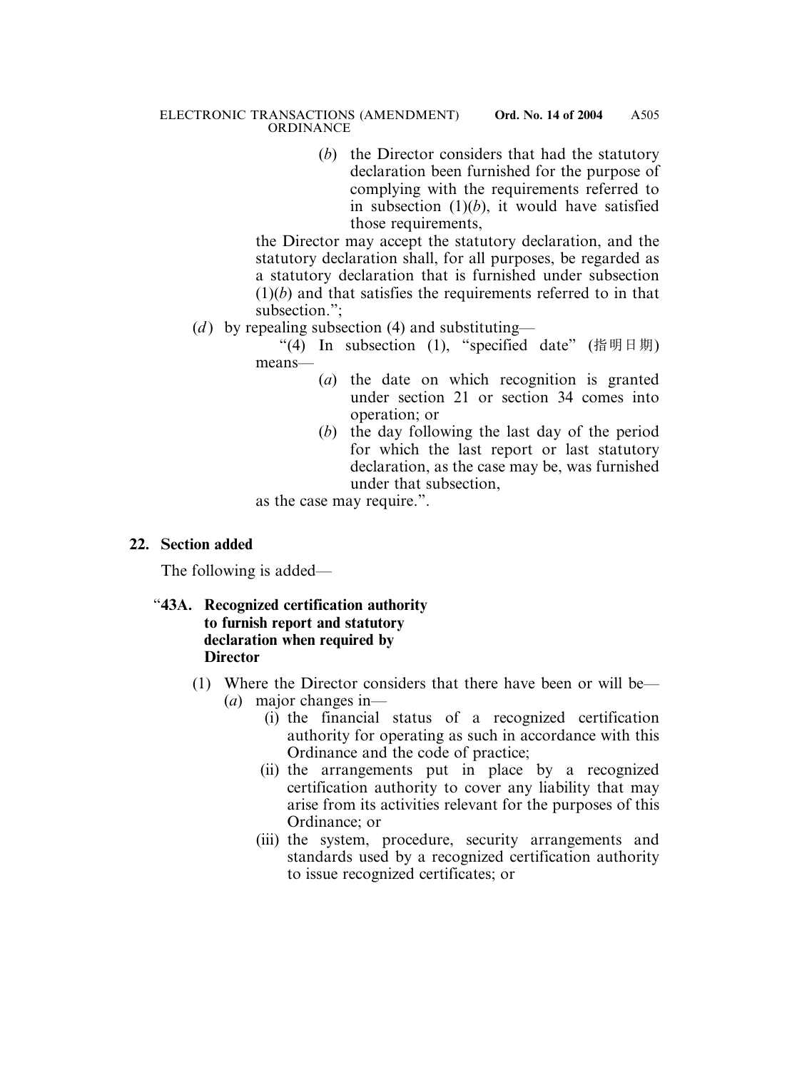(*b*) the Director considers that had the statutory declaration been furnished for the purpose of complying with the requirements referred to in subsection (1)(*b*), it would have satisfied those requirements,

the Director may accept the statutory declaration, and the statutory declaration shall, for all purposes, be regarded as a statutory declaration that is furnished under subsection (1)(*b*) and that satisfies the requirements referred to in that subsection.";

(*d*) by repealing subsection (4) and substituting—

"(4) In subsection (1), "specified date" (指明日期) means—

(*a*) the date on which recognition is granted under section 21 or section 34 comes into operation; or

(*b*) the day following the last day of the period for which the last report or last statutory declaration, as the case may be, was furnished under that subsection,

as the case may require.".

## 22. Section added

The following is added—

### "43A. Recognized certification authority to furnish report and statutory declaration when required by Director

(1) Where the Director considers that there have been or will be—

(*a*) major changes in—

(i) the financial status of a recognized certification authority for operating as such in accordance with this Ordinance and the code of practice;

(ii) the arrangements put in place by a recognized certification authority to cover any liability that may arise from its activities relevant for the purposes of this Ordinance; or

(iii) the system, procedure, security arrangements and standards used by a recognized certification authority to issue recognized certificates; or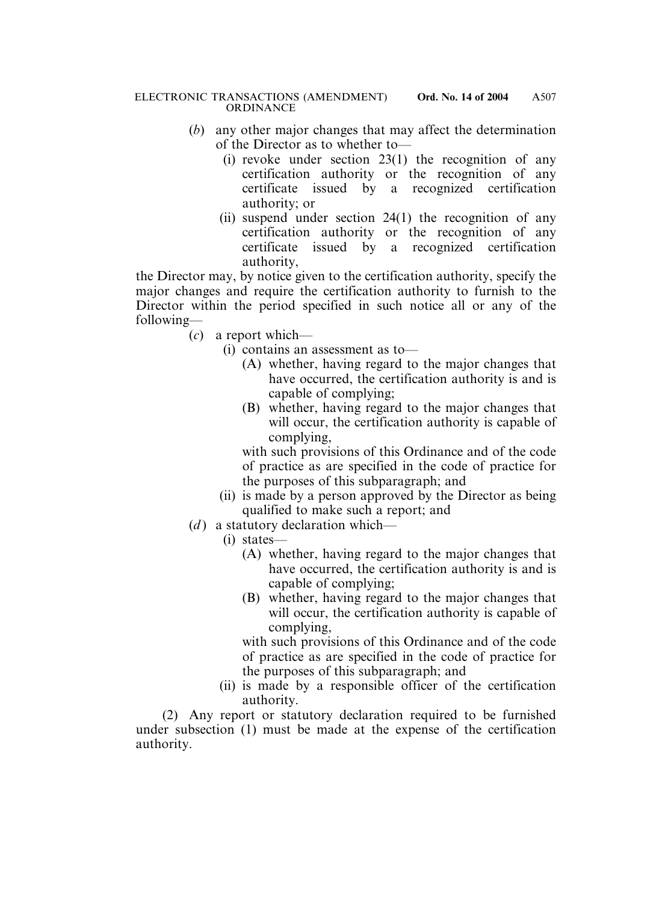(*b*) any other major changes that may affect the determination of the Director as to whether to—

  (i) revoke under section 23(1) the recognition of any certification authority or the recognition of any certificate issued by a recognized certification authority; or

  (ii) suspend under section 24(1) the recognition of any certification authority or the recognition of any certificate issued by a recognized certification authority,

the Director may, by notice given to the certification authority, specify the major changes and require the certification authority to furnish to the Director within the period specified in such notice all or any of the following—

(*c*) a report which—

  (i) contains an assessment as to—

    (A) whether, having regard to the major changes that have occurred, the certification authority is and is capable of complying;

    (B) whether, having regard to the major changes that will occur, the certification authority is capable of complying,

  with such provisions of this Ordinance and of the code of practice as are specified in the code of practice for the purposes of this subparagraph; and

  (ii) is made by a person approved by the Director as being qualified to make such a report; and

(*d*) a statutory declaration which—

  (i) states—

    (A) whether, having regard to the major changes that have occurred, the certification authority is and is capable of complying;

    (B) whether, having regard to the major changes that will occur, the certification authority is capable of complying,

  with such provisions of this Ordinance and of the code of practice as are specified in the code of practice for the purposes of this subparagraph; and

  (ii) is made by a responsible officer of the certification authority.

(2) Any report or statutory declaration required to be furnished under subsection (1) must be made at the expense of the certification authority.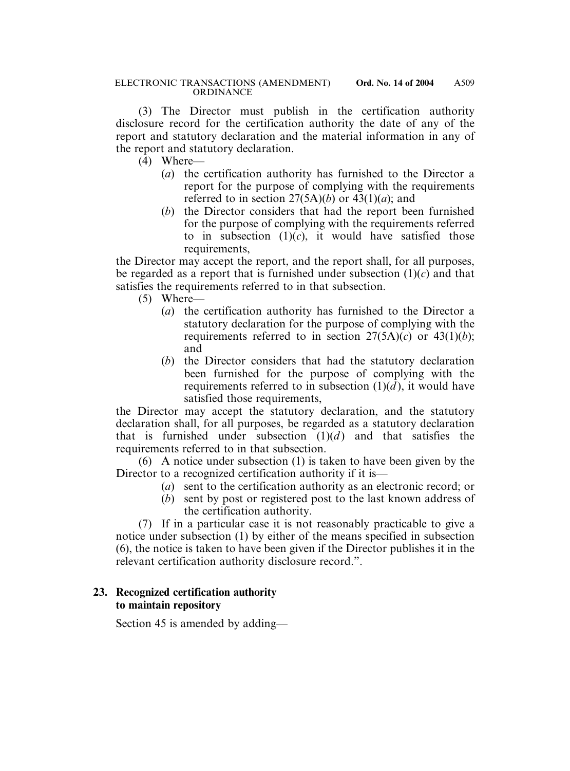(3) The Director must publish in the certification authority disclosure record for the certification authority the date of any of the report and statutory declaration and the material information in any of the report and statutory declaration.

(4) Where—

(*a*) the certification authority has furnished to the Director a report for the purpose of complying with the requirements referred to in section 27(5A)(*b*) or 43(1)(*a*); and

(*b*) the Director considers that had the report been furnished for the purpose of complying with the requirements referred to in subsection (1)(*c*), it would have satisfied those requirements,

the Director may accept the report, and the report shall, for all purposes, be regarded as a report that is furnished under subsection (1)(*c*) and that satisfies the requirements referred to in that subsection.

(5) Where—

(*a*) the certification authority has furnished to the Director a statutory declaration for the purpose of complying with the requirements referred to in section 27(5A)(*c*) or 43(1)(*b*); and

(*b*) the Director considers that had the statutory declaration been furnished for the purpose of complying with the requirements referred to in subsection (1)(*d*), it would have satisfied those requirements,

the Director may accept the statutory declaration, and the statutory declaration shall, for all purposes, be regarded as a statutory declaration that is furnished under subsection (1)(*d*) and that satisfies the requirements referred to in that subsection.

(6) A notice under subsection (1) is taken to have been given by the Director to a recognized certification authority if it is—

(*a*) sent to the certification authority as an electronic record; or

(*b*) sent by post or registered post to the last known address of the certification authority.

(7) If in a particular case it is not reasonably practicable to give a notice under subsection (1) by either of the means specified in subsection (6), the notice is taken to have been given if the Director publishes it in the relevant certification authority disclosure record.".

**23. Recognized certification authority to maintain repository**

Section 45 is amended by adding—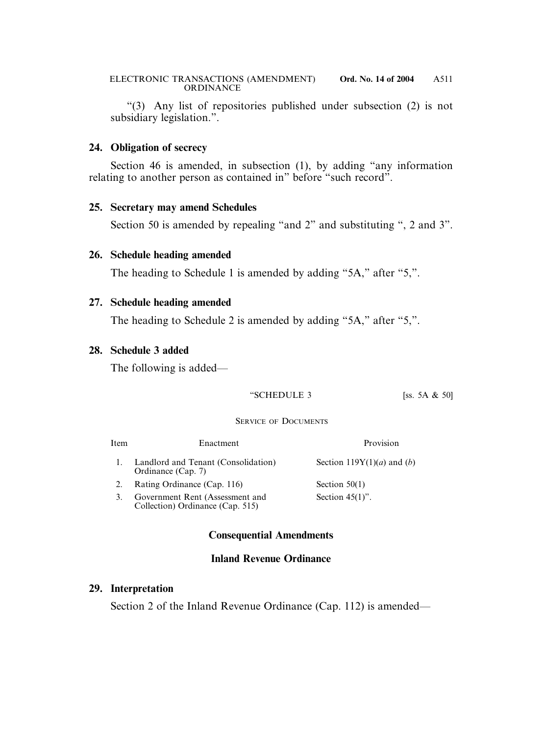"(3) Any list of repositories published under subsection (2) is not subsidiary legislation.".

**24. Obligation of secrecy**

Section 46 is amended, in subsection (1), by adding "any information relating to another person as contained in" before "such record".

**25. Secretary may amend Schedules**

Section 50 is amended by repealing "and 2" and substituting ", 2 and 3".

**26. Schedule heading amended**

The heading to Schedule 1 is amended by adding "5A," after "5,".

**27. Schedule heading amended**

The heading to Schedule 2 is amended by adding "5A," after "5,".

**28. Schedule 3 added**

The following is added—

"SCHEDULE 3 [ss. 5A & 50]

SERVICE OF DOCUMENTS

| Item | Enactment | Provision |
|---|---|---|
| 1. | Landlord and Tenant (Consolidation) Ordinance (Cap. 7) | Section 119Y(1)(*a*) and (*b*) |
| 2. | Rating Ordinance (Cap. 116) | Section 50(1) |
| 3. | Government Rent (Assessment and Collection) Ordinance (Cap. 515) | Section 45(1)". |

## Consequential Amendments

### Inland Revenue Ordinance

**29. Interpretation**

Section 2 of the Inland Revenue Ordinance (Cap. 112) is amended—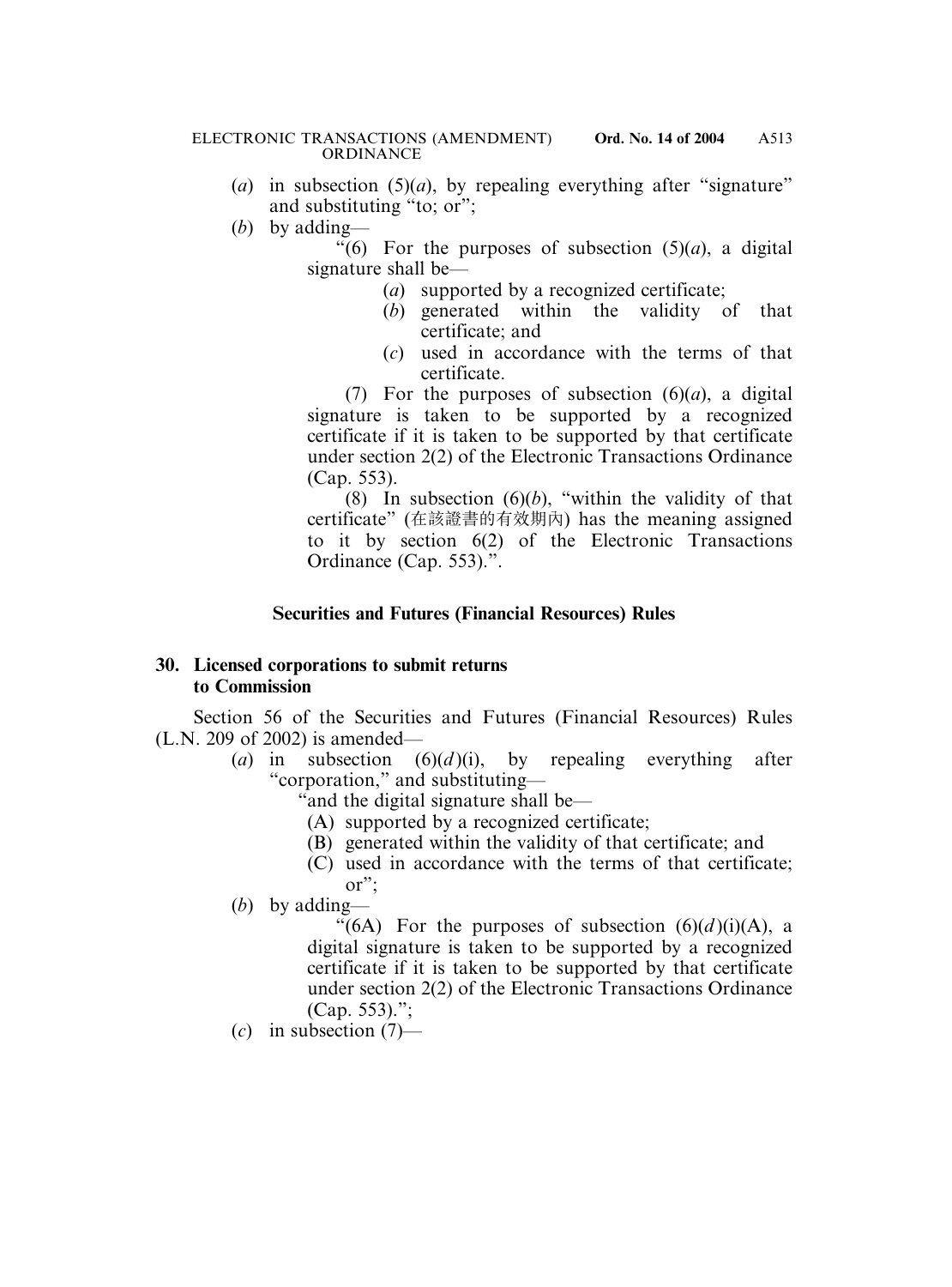(*a*) in subsection (5)(*a*), by repealing everything after "signature" and substituting "to; or";

(*b*) by adding—

"(6) For the purposes of subsection (5)(*a*), a digital signature shall be—

(*a*) supported by a recognized certificate;

(*b*) generated within the validity of that certificate; and

(*c*) used in accordance with the terms of that certificate.

(7) For the purposes of subsection (6)(*a*), a digital signature is taken to be supported by a recognized certificate if it is taken to be supported by that certificate under section 2(2) of the Electronic Transactions Ordinance (Cap. 553).

(8) In subsection (6)(*b*), "within the validity of that certificate" (在該證書的有效期內) has the meaning assigned to it by section 6(2) of the Electronic Transactions Ordinance (Cap. 553).".

### Securities and Futures (Financial Resources) Rules

**30. Licensed corporations to submit returns to Commission**

Section 56 of the Securities and Futures (Financial Resources) Rules (L.N. 209 of 2002) is amended—

(*a*) in subsection (6)(*d*)(i), by repealing everything after "corporation," and substituting—

"and the digital signature shall be—

(A) supported by a recognized certificate;

(B) generated within the validity of that certificate; and

(C) used in accordance with the terms of that certificate; or";

(*b*) by adding—

"(6A) For the purposes of subsection (6)(*d*)(i)(A), a digital signature is taken to be supported by a recognized certificate if it is taken to be supported by that certificate under section 2(2) of the Electronic Transactions Ordinance (Cap. 553).";

(*c*) in subsection (7)—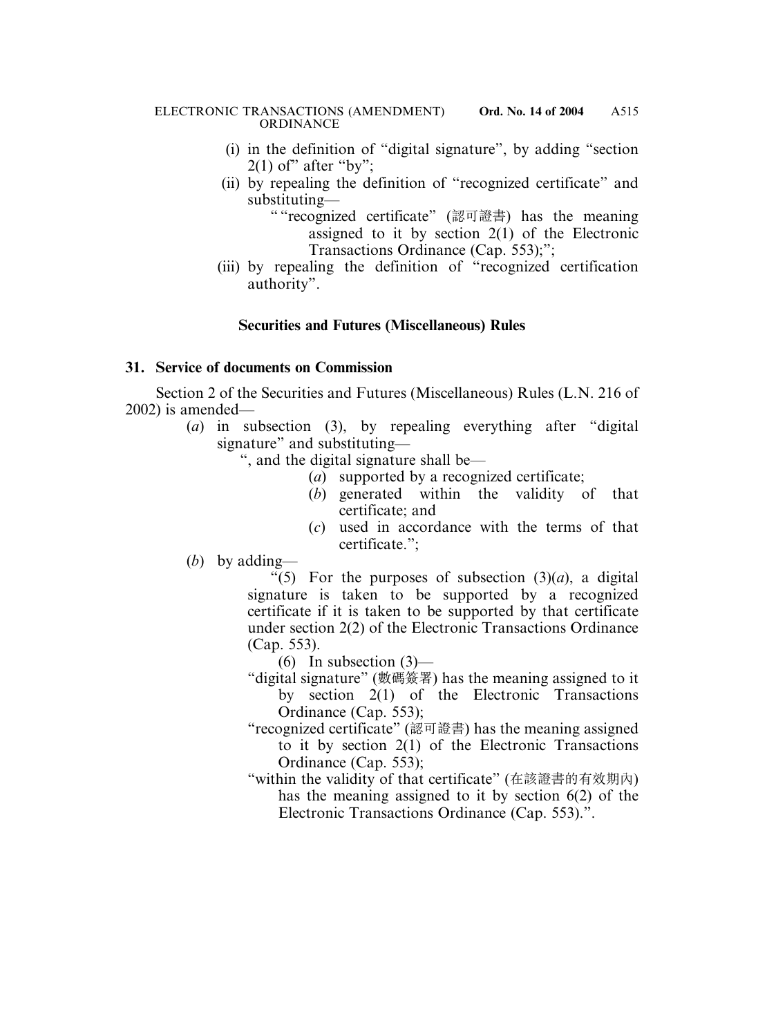(i) in the definition of "digital signature", by adding "section 2(1) of" after "by";

(ii) by repealing the definition of "recognized certificate" and substituting—

""recognized certificate" (認可證書) has the meaning assigned to it by section 2(1) of the Electronic Transactions Ordinance (Cap. 553);";

(iii) by repealing the definition of "recognized certification authority".

### Securities and Futures (Miscellaneous) Rules

**31. Service of documents on Commission**

Section 2 of the Securities and Futures (Miscellaneous) Rules (L.N. 216 of 2002) is amended—

(*a*) in subsection (3), by repealing everything after "digital signature" and substituting—

", and the digital signature shall be—

(*a*) supported by a recognized certificate;

(*b*) generated within the validity of that certificate; and

(*c*) used in accordance with the terms of that certificate.";

(*b*) by adding—

"(5) For the purposes of subsection (3)(*a*), a digital signature is taken to be supported by a recognized certificate if it is taken to be supported by that certificate under section 2(2) of the Electronic Transactions Ordinance (Cap. 553).

(6) In subsection (3)—

"digital signature" (數碼簽署) has the meaning assigned to it by section 2(1) of the Electronic Transactions Ordinance (Cap. 553);

"recognized certificate" (認可證書) has the meaning assigned to it by section 2(1) of the Electronic Transactions Ordinance (Cap. 553);

"within the validity of that certificate" (在該證書的有效期內) has the meaning assigned to it by section 6(2) of the Electronic Transactions Ordinance (Cap. 553).".